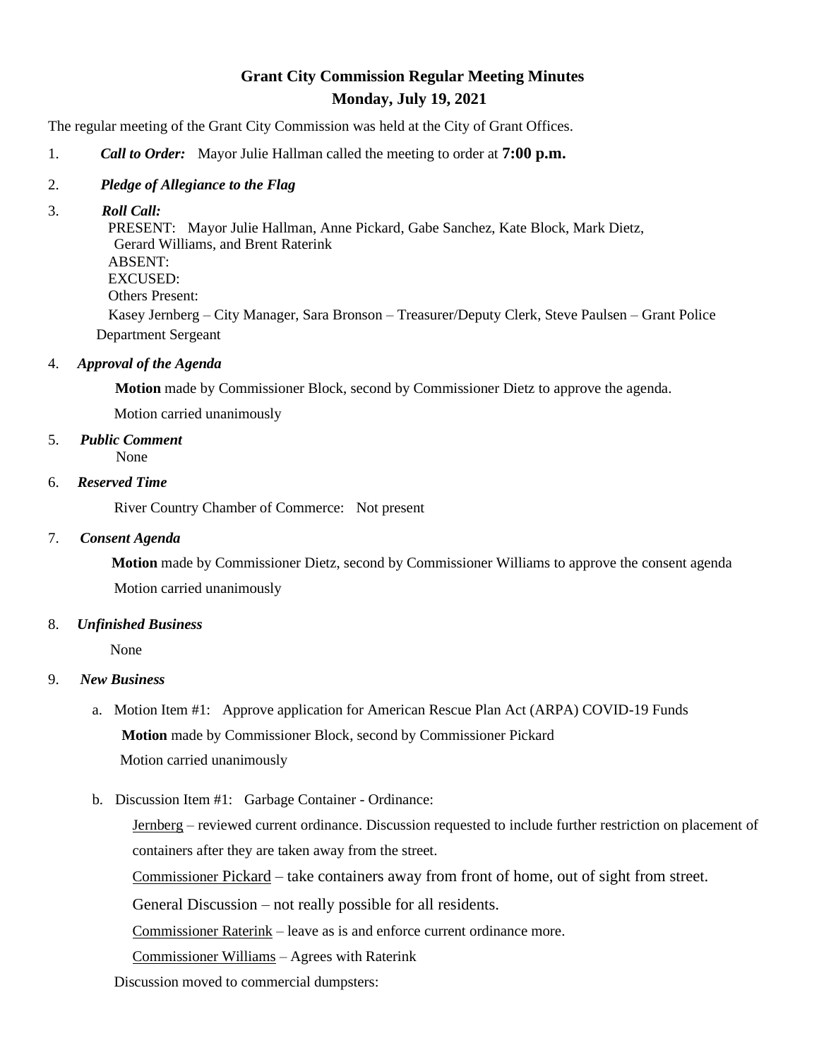# Grant City Commission Regular Meeting Minutes

## Monday, July 19, 2021

The regular meeting of the Grant City Commission was held at the City of Grant Offices.

1. ***Call to Order:*** Mayor Julie Hallman called the meeting to order at **7:00 p.m.**

2. ***Pledge of Allegiance to the Flag***

3. ***Roll Call:***
   PRESENT: Mayor Julie Hallman, Anne Pickard, Gabe Sanchez, Kate Block, Mark Dietz, Gerard Williams, and Brent Raterink
   ABSENT:
   EXCUSED:
   Others Present:
   Kasey Jernberg – City Manager, Sara Bronson – Treasurer/Deputy Clerk, Steve Paulsen – Grant Police Department Sergeant

4. ***Approval of the Agenda***

   **Motion** made by Commissioner Block, second by Commissioner Dietz to approve the agenda.

   Motion carried unanimously

5. ***Public Comment***
   None

6. ***Reserved Time***

   River Country Chamber of Commerce: Not present

7. ***Consent Agenda***

   **Motion** made by Commissioner Dietz, second by Commissioner Williams to approve the consent agenda

   Motion carried unanimously

8. ***Unfinished Business***

   None

9. ***New Business***

   a. Motion Item #1: Approve application for American Rescue Plan Act (ARPA) COVID-19 Funds

      **Motion** made by Commissioner Block, second by Commissioner Pickard

      Motion carried unanimously

   b. Discussion Item #1: Garbage Container - Ordinance:

      Jernberg – reviewed current ordinance. Discussion requested to include further restriction on placement of containers after they are taken away from the street.

      Commissioner Pickard – take containers away from front of home, out of sight from street.

      General Discussion – not really possible for all residents.

      Commissioner Raterink – leave as is and enforce current ordinance more.

      Commissioner Williams – Agrees with Raterink

   Discussion moved to commercial dumpsters: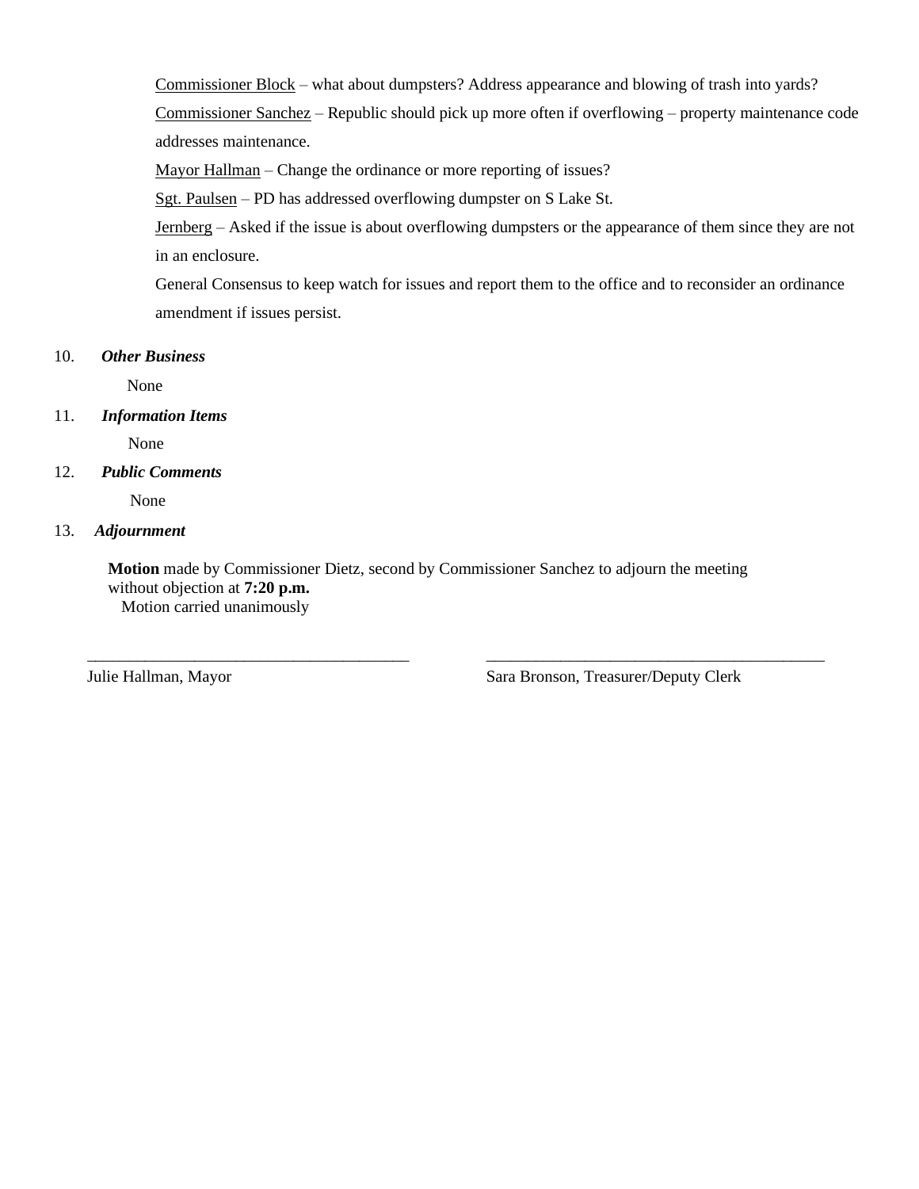Commissioner Block – what about dumpsters? Address appearance and blowing of trash into yards?

Commissioner Sanchez – Republic should pick up more often if overflowing – property maintenance code addresses maintenance.

Mayor Hallman – Change the ordinance or more reporting of issues?

Sgt. Paulsen – PD has addressed overflowing dumpster on S Lake St.

Jernberg – Asked if the issue is about overflowing dumpsters or the appearance of them since they are not in an enclosure.

General Consensus to keep watch for issues and report them to the office and to reconsider an ordinance amendment if issues persist.

10. ***Other Business***

None

11. ***Information Items***

None

12. ***Public Comments***

None

13. ***Adjournment***

**Motion** made by Commissioner Dietz, second by Commissioner Sanchez to adjourn the meeting without objection at **7:20 p.m.**
Motion carried unanimously

_______________________________________
Julie Hallman, Mayor

_______________________________________
Sara Bronson, Treasurer/Deputy Clerk